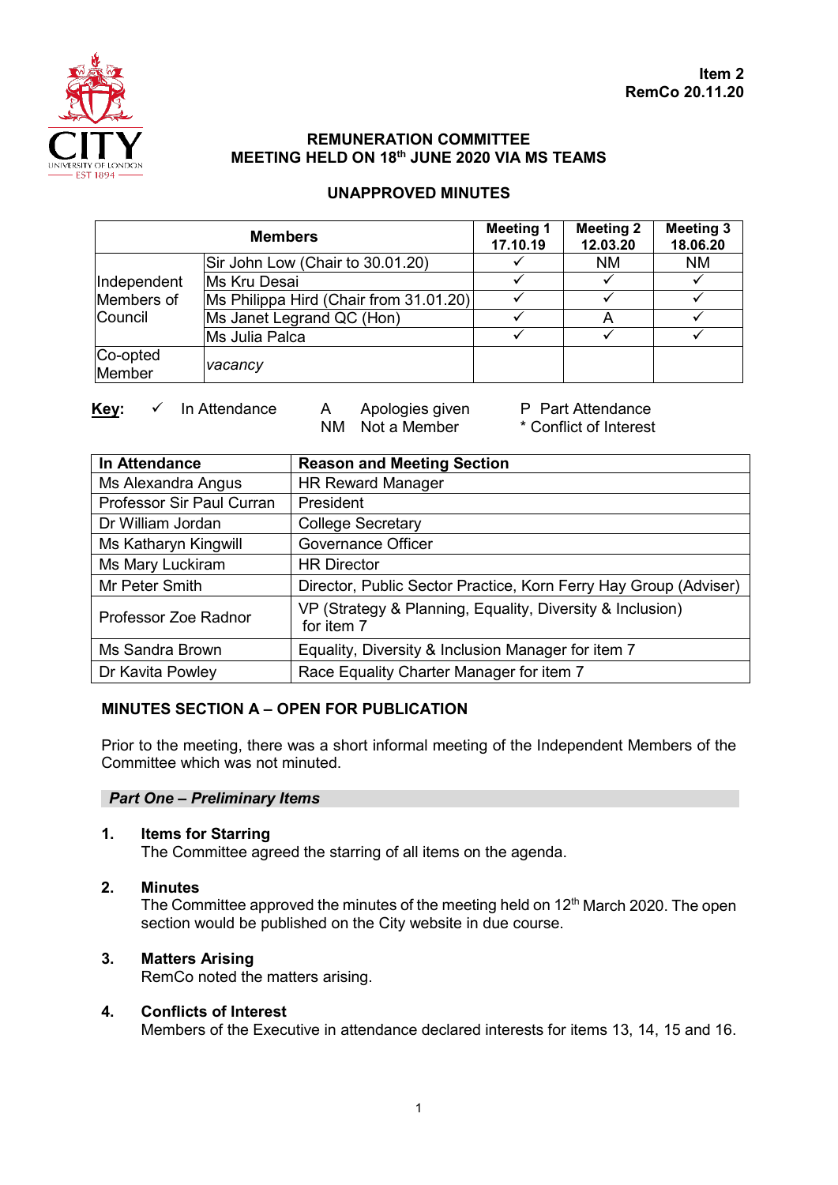Item 2
RemCo 20.11.20

# REMUNERATION COMMITTEE
# MEETING HELD ON 18th JUNE 2020 VIA MS TEAMS

## UNAPPROVED MINUTES

| Members | | Meeting 1 17.10.19 | Meeting 2 12.03.20 | Meeting 3 18.06.20 |
|---|---|---|---|---|
| Independent Members of Council | Sir John Low (Chair to 30.01.20) | ✓ | NM | NM |
| | Ms Kru Desai | ✓ | ✓ | ✓ |
| | Ms Philippa Hird (Chair from 31.01.20) | ✓ | ✓ | ✓ |
| | Ms Janet Legrand QC (Hon) | ✓ | A | ✓ |
| | Ms Julia Palca | ✓ | ✓ | ✓ |
| Co-opted Member | *vacancy* | | | |

**Key:** ✓ In Attendance  A Apologies given  NM Not a Member  P Part Attendance  * Conflict of Interest

| In Attendance | Reason and Meeting Section |
|---|---|
| Ms Alexandra Angus | HR Reward Manager |
| Professor Sir Paul Curran | President |
| Dr William Jordan | College Secretary |
| Ms Katharyn Kingwill | Governance Officer |
| Ms Mary Luckiram | HR Director |
| Mr Peter Smith | Director, Public Sector Practice, Korn Ferry Hay Group (Adviser) |
| Professor Zoe Radnor | VP (Strategy & Planning, Equality, Diversity & Inclusion) for item 7 |
| Ms Sandra Brown | Equality, Diversity & Inclusion Manager for item 7 |
| Dr Kavita Powley | Race Equality Charter Manager for item 7 |

## MINUTES SECTION A – OPEN FOR PUBLICATION

Prior to the meeting, there was a short informal meeting of the Independent Members of the Committee which was not minuted.

### *Part One – Preliminary Items*

**1. Items for Starring**
The Committee agreed the starring of all items on the agenda.

**2. Minutes**
The Committee approved the minutes of the meeting held on 12th March 2020. The open section would be published on the City website in due course.

**3. Matters Arising**
RemCo noted the matters arising.

**4. Conflicts of Interest**
Members of the Executive in attendance declared interests for items 13, 14, 15 and 16.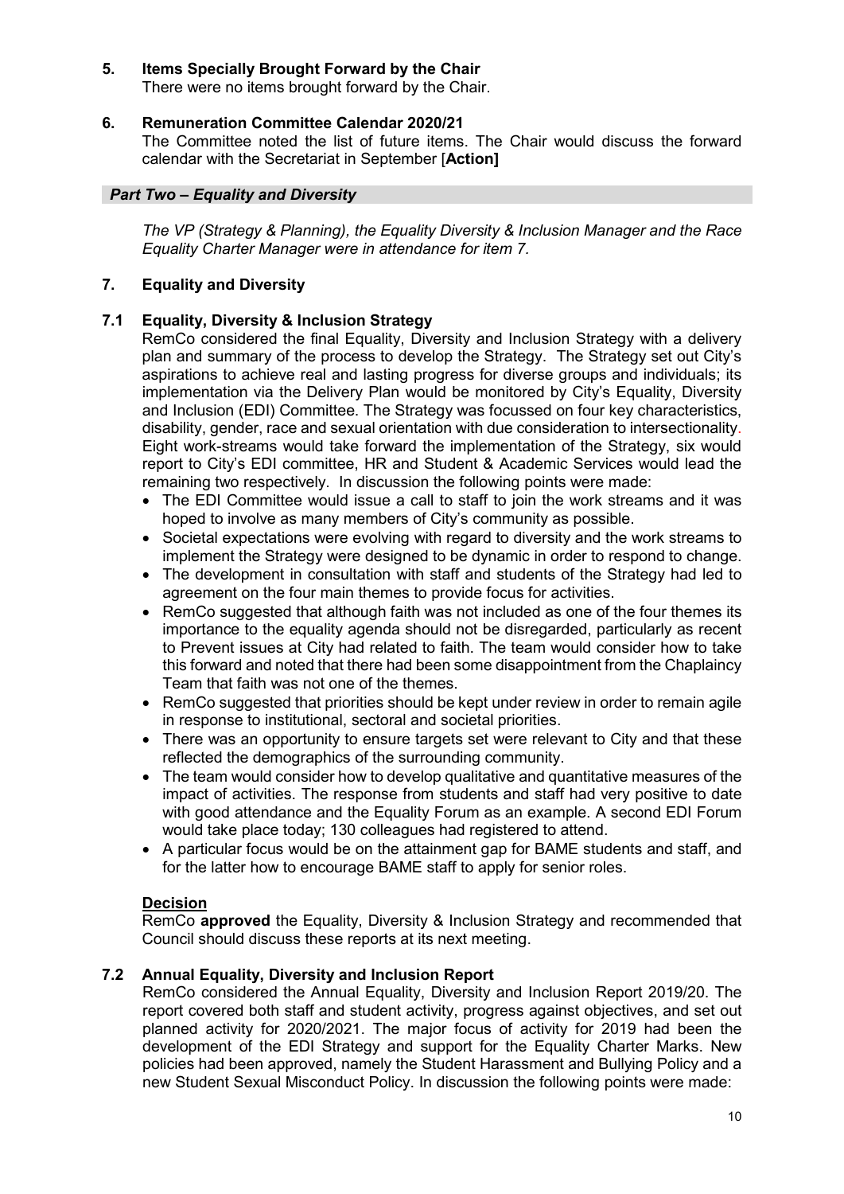## 5. Items Specially Brought Forward by the Chair

There were no items brought forward by the Chair.

## 6. Remuneration Committee Calendar 2020/21

The Committee noted the list of future items. The Chair would discuss the forward calendar with the Secretariat in September [**Action]**

## *Part Two – Equality and Diversity*

*The VP (Strategy & Planning), the Equality Diversity & Inclusion Manager and the Race Equality Charter Manager were in attendance for item 7.*

## 7. Equality and Diversity

### 7.1 Equality, Diversity & Inclusion Strategy

RemCo considered the final Equality, Diversity and Inclusion Strategy with a delivery plan and summary of the process to develop the Strategy. The Strategy set out City's aspirations to achieve real and lasting progress for diverse groups and individuals; its implementation via the Delivery Plan would be monitored by City's Equality, Diversity and Inclusion (EDI) Committee. The Strategy was focussed on four key characteristics, disability, gender, race and sexual orientation with due consideration to intersectionality. Eight work-streams would take forward the implementation of the Strategy, six would report to City's EDI committee, HR and Student & Academic Services would lead the remaining two respectively. In discussion the following points were made:

- The EDI Committee would issue a call to staff to join the work streams and it was hoped to involve as many members of City's community as possible.
- Societal expectations were evolving with regard to diversity and the work streams to implement the Strategy were designed to be dynamic in order to respond to change.
- The development in consultation with staff and students of the Strategy had led to agreement on the four main themes to provide focus for activities.
- RemCo suggested that although faith was not included as one of the four themes its importance to the equality agenda should not be disregarded, particularly as recent to Prevent issues at City had related to faith. The team would consider how to take this forward and noted that there had been some disappointment from the Chaplaincy Team that faith was not one of the themes.
- RemCo suggested that priorities should be kept under review in order to remain agile in response to institutional, sectoral and societal priorities.
- There was an opportunity to ensure targets set were relevant to City and that these reflected the demographics of the surrounding community.
- The team would consider how to develop qualitative and quantitative measures of the impact of activities. The response from students and staff had very positive to date with good attendance and the Equality Forum as an example. A second EDI Forum would take place today; 130 colleagues had registered to attend.
- A particular focus would be on the attainment gap for BAME students and staff, and for the latter how to encourage BAME staff to apply for senior roles.

**Decision**

RemCo **approved** the Equality, Diversity & Inclusion Strategy and recommended that Council should discuss these reports at its next meeting.

### 7.2 Annual Equality, Diversity and Inclusion Report

RemCo considered the Annual Equality, Diversity and Inclusion Report 2019/20. The report covered both staff and student activity, progress against objectives, and set out planned activity for 2020/2021. The major focus of activity for 2019 had been the development of the EDI Strategy and support for the Equality Charter Marks. New policies had been approved, namely the Student Harassment and Bullying Policy and a new Student Sexual Misconduct Policy. In discussion the following points were made: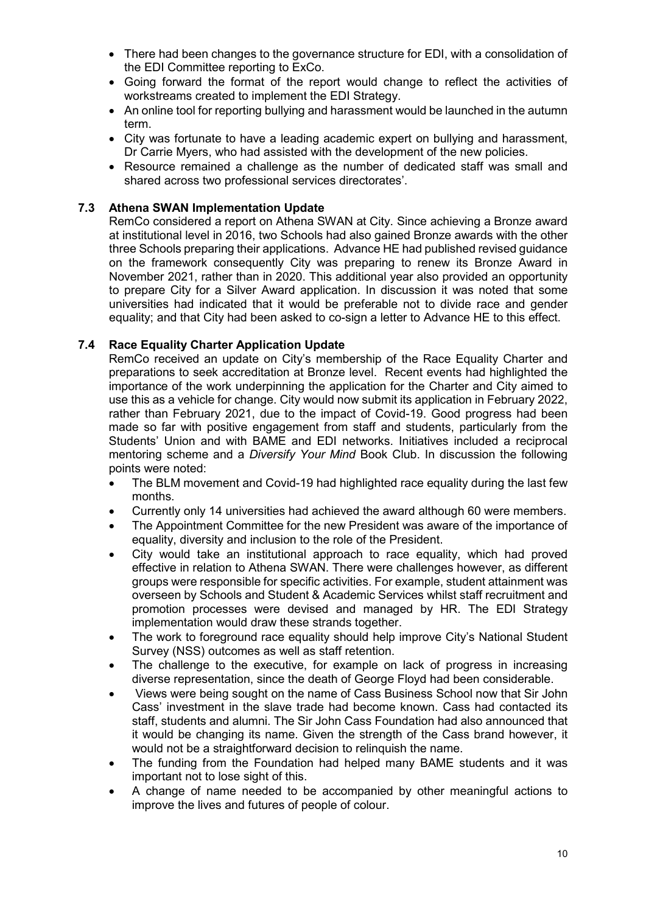- There had been changes to the governance structure for EDI, with a consolidation of the EDI Committee reporting to ExCo.
- Going forward the format of the report would change to reflect the activities of workstreams created to implement the EDI Strategy.
- An online tool for reporting bullying and harassment would be launched in the autumn term.
- City was fortunate to have a leading academic expert on bullying and harassment, Dr Carrie Myers, who had assisted with the development of the new policies.
- Resource remained a challenge as the number of dedicated staff was small and shared across two professional services directorates'.

### 7.3 Athena SWAN Implementation Update

RemCo considered a report on Athena SWAN at City. Since achieving a Bronze award at institutional level in 2016, two Schools had also gained Bronze awards with the other three Schools preparing their applications. Advance HE had published revised guidance on the framework consequently City was preparing to renew its Bronze Award in November 2021, rather than in 2020. This additional year also provided an opportunity to prepare City for a Silver Award application. In discussion it was noted that some universities had indicated that it would be preferable not to divide race and gender equality; and that City had been asked to co-sign a letter to Advance HE to this effect.

### 7.4 Race Equality Charter Application Update

RemCo received an update on City's membership of the Race Equality Charter and preparations to seek accreditation at Bronze level. Recent events had highlighted the importance of the work underpinning the application for the Charter and City aimed to use this as a vehicle for change. City would now submit its application in February 2022, rather than February 2021, due to the impact of Covid-19. Good progress had been made so far with positive engagement from staff and students, particularly from the Students' Union and with BAME and EDI networks. Initiatives included a reciprocal mentoring scheme and a *Diversify Your Mind* Book Club. In discussion the following points were noted:

- The BLM movement and Covid-19 had highlighted race equality during the last few months.
- Currently only 14 universities had achieved the award although 60 were members.
- The Appointment Committee for the new President was aware of the importance of equality, diversity and inclusion to the role of the President.
- City would take an institutional approach to race equality, which had proved effective in relation to Athena SWAN. There were challenges however, as different groups were responsible for specific activities. For example, student attainment was overseen by Schools and Student & Academic Services whilst staff recruitment and promotion processes were devised and managed by HR. The EDI Strategy implementation would draw these strands together.
- The work to foreground race equality should help improve City's National Student Survey (NSS) outcomes as well as staff retention.
- The challenge to the executive, for example on lack of progress in increasing diverse representation, since the death of George Floyd had been considerable.
- Views were being sought on the name of Cass Business School now that Sir John Cass' investment in the slave trade had become known. Cass had contacted its staff, students and alumni. The Sir John Cass Foundation had also announced that it would be changing its name. Given the strength of the Cass brand however, it would not be a straightforward decision to relinquish the name.
- The funding from the Foundation had helped many BAME students and it was important not to lose sight of this.
- A change of name needed to be accompanied by other meaningful actions to improve the lives and futures of people of colour.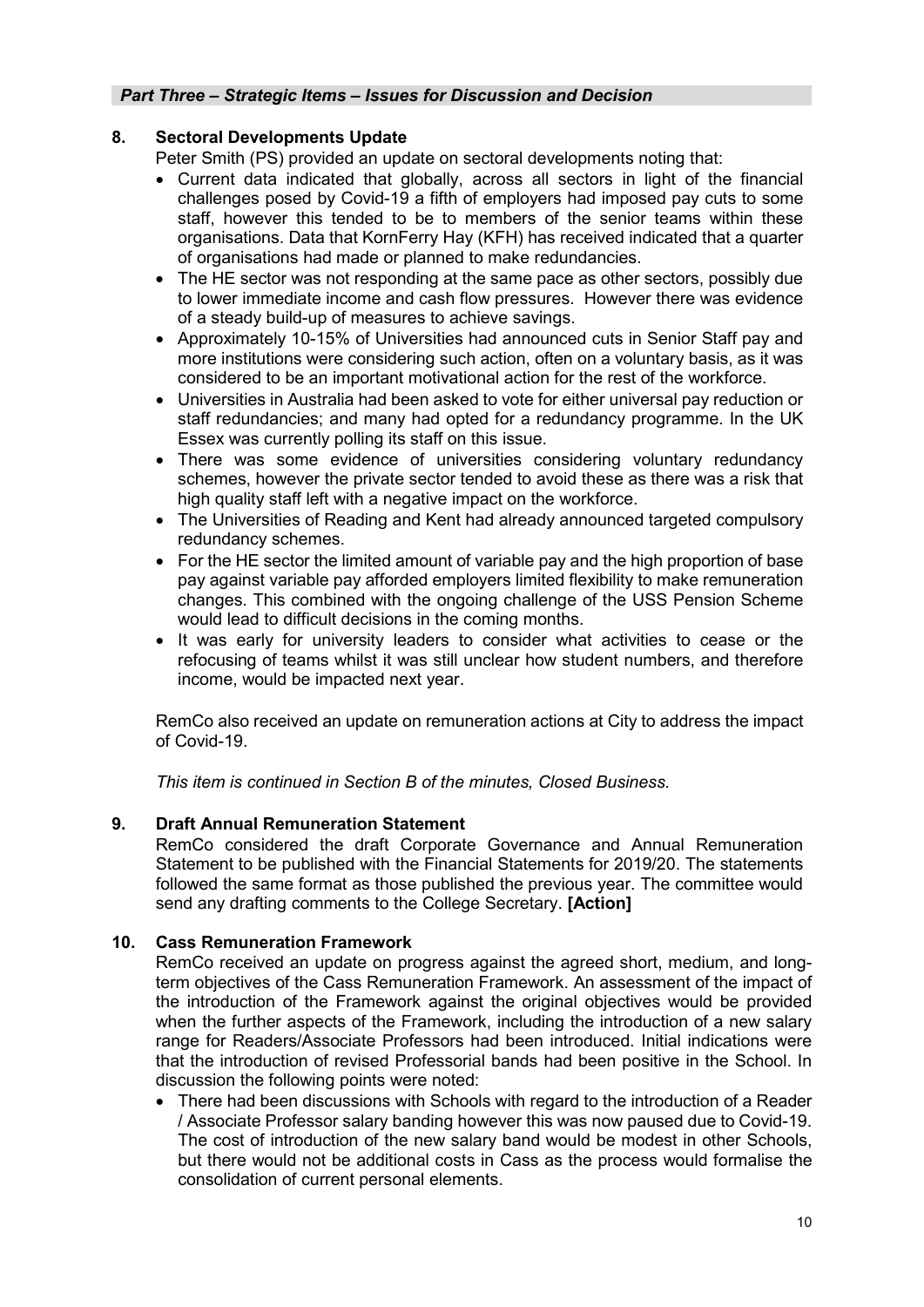***Part Three – Strategic Items – Issues for Discussion and Decision***

## 8. Sectoral Developments Update

Peter Smith (PS) provided an update on sectoral developments noting that:

- Current data indicated that globally, across all sectors in light of the financial challenges posed by Covid-19 a fifth of employers had imposed pay cuts to some staff, however this tended to be to members of the senior teams within these organisations. Data that KornFerry Hay (KFH) has received indicated that a quarter of organisations had made or planned to make redundancies.
- The HE sector was not responding at the same pace as other sectors, possibly due to lower immediate income and cash flow pressures. However there was evidence of a steady build-up of measures to achieve savings.
- Approximately 10-15% of Universities had announced cuts in Senior Staff pay and more institutions were considering such action, often on a voluntary basis, as it was considered to be an important motivational action for the rest of the workforce.
- Universities in Australia had been asked to vote for either universal pay reduction or staff redundancies; and many had opted for a redundancy programme. In the UK Essex was currently polling its staff on this issue.
- There was some evidence of universities considering voluntary redundancy schemes, however the private sector tended to avoid these as there was a risk that high quality staff left with a negative impact on the workforce.
- The Universities of Reading and Kent had already announced targeted compulsory redundancy schemes.
- For the HE sector the limited amount of variable pay and the high proportion of base pay against variable pay afforded employers limited flexibility to make remuneration changes. This combined with the ongoing challenge of the USS Pension Scheme would lead to difficult decisions in the coming months.
- It was early for university leaders to consider what activities to cease or the refocusing of teams whilst it was still unclear how student numbers, and therefore income, would be impacted next year.

RemCo also received an update on remuneration actions at City to address the impact of Covid-19.

*This item is continued in Section B of the minutes, Closed Business.*

## 9. Draft Annual Remuneration Statement

RemCo considered the draft Corporate Governance and Annual Remuneration Statement to be published with the Financial Statements for 2019/20. The statements followed the same format as those published the previous year. The committee would send any drafting comments to the College Secretary. **[Action]**

## 10. Cass Remuneration Framework

RemCo received an update on progress against the agreed short, medium, and long-term objectives of the Cass Remuneration Framework. An assessment of the impact of the introduction of the Framework against the original objectives would be provided when the further aspects of the Framework, including the introduction of a new salary range for Readers/Associate Professors had been introduced. Initial indications were that the introduction of revised Professorial bands had been positive in the School. In discussion the following points were noted:

- There had been discussions with Schools with regard to the introduction of a Reader / Associate Professor salary banding however this was now paused due to Covid-19. The cost of introduction of the new salary band would be modest in other Schools, but there would not be additional costs in Cass as the process would formalise the consolidation of current personal elements.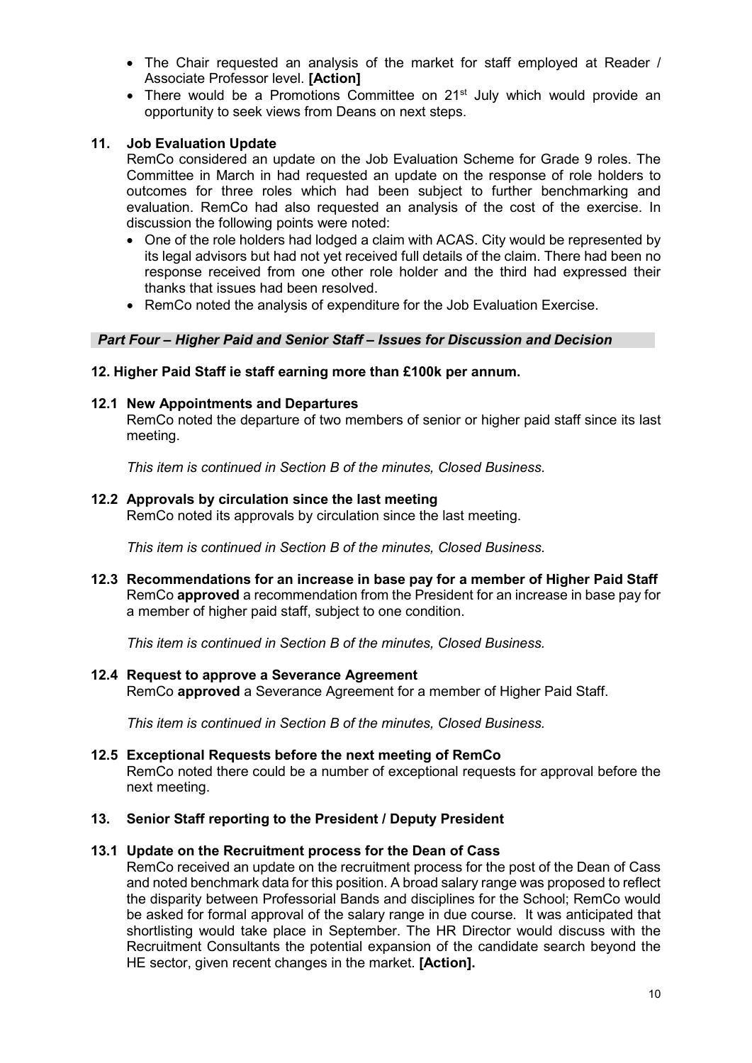- The Chair requested an analysis of the market for staff employed at Reader / Associate Professor level. **[Action]**
- There would be a Promotions Committee on 21st July which would provide an opportunity to seek views from Deans on next steps.

## 11. Job Evaluation Update

RemCo considered an update on the Job Evaluation Scheme for Grade 9 roles. The Committee in March in had requested an update on the response of role holders to outcomes for three roles which had been subject to further benchmarking and evaluation. RemCo had also requested an analysis of the cost of the exercise. In discussion the following points were noted:

- One of the role holders had lodged a claim with ACAS. City would be represented by its legal advisors but had not yet received full details of the claim. There had been no response received from one other role holder and the third had expressed their thanks that issues had been resolved.
- RemCo noted the analysis of expenditure for the Job Evaluation Exercise.

***Part Four – Higher Paid and Senior Staff – Issues for Discussion and Decision***

## 12. Higher Paid Staff ie staff earning more than £100k per annum.

### 12.1 New Appointments and Departures

RemCo noted the departure of two members of senior or higher paid staff since its last meeting.

*This item is continued in Section B of the minutes, Closed Business.*

### 12.2 Approvals by circulation since the last meeting

RemCo noted its approvals by circulation since the last meeting.

*This item is continued in Section B of the minutes, Closed Business.*

### 12.3 Recommendations for an increase in base pay for a member of Higher Paid Staff

RemCo **approved** a recommendation from the President for an increase in base pay for a member of higher paid staff, subject to one condition.

*This item is continued in Section B of the minutes, Closed Business.*

### 12.4 Request to approve a Severance Agreement

RemCo **approved** a Severance Agreement for a member of Higher Paid Staff.

*This item is continued in Section B of the minutes, Closed Business.*

### 12.5 Exceptional Requests before the next meeting of RemCo

RemCo noted there could be a number of exceptional requests for approval before the next meeting.

## 13. Senior Staff reporting to the President / Deputy President

### 13.1 Update on the Recruitment process for the Dean of Cass

RemCo received an update on the recruitment process for the post of the Dean of Cass and noted benchmark data for this position. A broad salary range was proposed to reflect the disparity between Professorial Bands and disciplines for the School; RemCo would be asked for formal approval of the salary range in due course. It was anticipated that shortlisting would take place in September. The HR Director would discuss with the Recruitment Consultants the potential expansion of the candidate search beyond the HE sector, given recent changes in the market. **[Action].**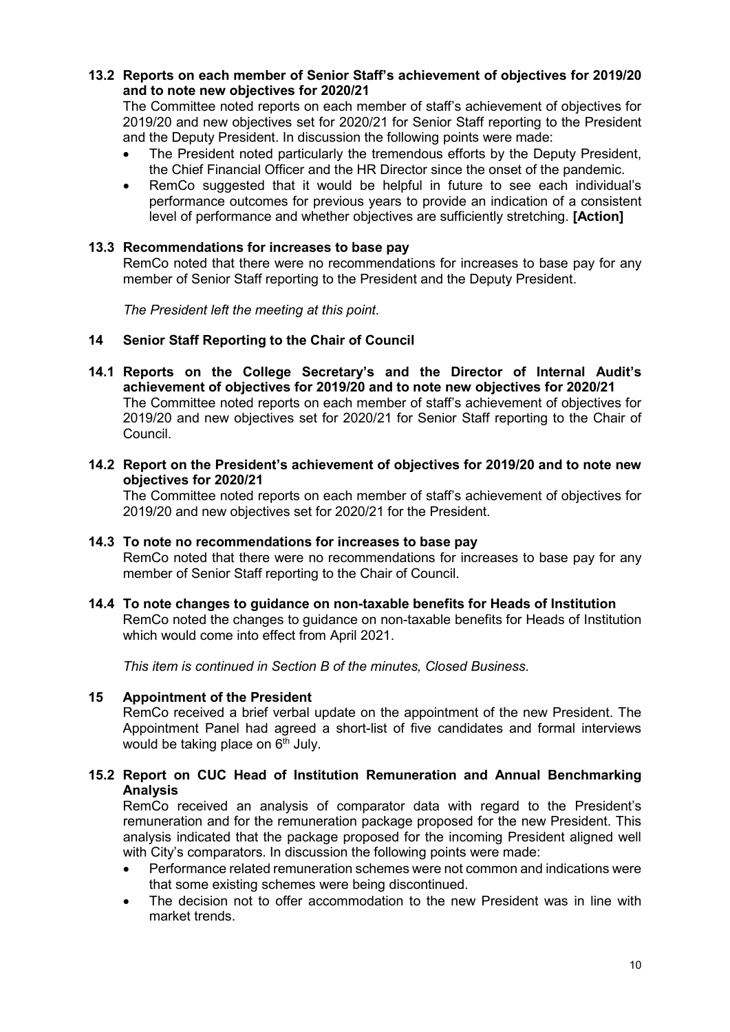**13.2 Reports on each member of Senior Staff's achievement of objectives for 2019/20 and to note new objectives for 2020/21**

The Committee noted reports on each member of staff's achievement of objectives for 2019/20 and new objectives set for 2020/21 for Senior Staff reporting to the President and the Deputy President. In discussion the following points were made:

- The President noted particularly the tremendous efforts by the Deputy President, the Chief Financial Officer and the HR Director since the onset of the pandemic.
- RemCo suggested that it would be helpful in future to see each individual's performance outcomes for previous years to provide an indication of a consistent level of performance and whether objectives are sufficiently stretching. **[Action]**

**13.3 Recommendations for increases to base pay**

RemCo noted that there were no recommendations for increases to base pay for any member of Senior Staff reporting to the President and the Deputy President.

*The President left the meeting at this point.*

**14 Senior Staff Reporting to the Chair of Council**

**14.1 Reports on the College Secretary's and the Director of Internal Audit's achievement of objectives for 2019/20 and to note new objectives for 2020/21**

The Committee noted reports on each member of staff's achievement of objectives for 2019/20 and new objectives set for 2020/21 for Senior Staff reporting to the Chair of Council.

**14.2 Report on the President's achievement of objectives for 2019/20 and to note new objectives for 2020/21**

The Committee noted reports on each member of staff's achievement of objectives for 2019/20 and new objectives set for 2020/21 for the President.

**14.3 To note no recommendations for increases to base pay**

RemCo noted that there were no recommendations for increases to base pay for any member of Senior Staff reporting to the Chair of Council.

**14.4 To note changes to guidance on non-taxable benefits for Heads of Institution**

RemCo noted the changes to guidance on non-taxable benefits for Heads of Institution which would come into effect from April 2021.

*This item is continued in Section B of the minutes, Closed Business.*

**15 Appointment of the President**

RemCo received a brief verbal update on the appointment of the new President. The Appointment Panel had agreed a short-list of five candidates and formal interviews would be taking place on 6th July.

**15.2 Report on CUC Head of Institution Remuneration and Annual Benchmarking Analysis**

RemCo received an analysis of comparator data with regard to the President's remuneration and for the remuneration package proposed for the new President. This analysis indicated that the package proposed for the incoming President aligned well with City's comparators. In discussion the following points were made:

- Performance related remuneration schemes were not common and indications were that some existing schemes were being discontinued.
- The decision not to offer accommodation to the new President was in line with market trends.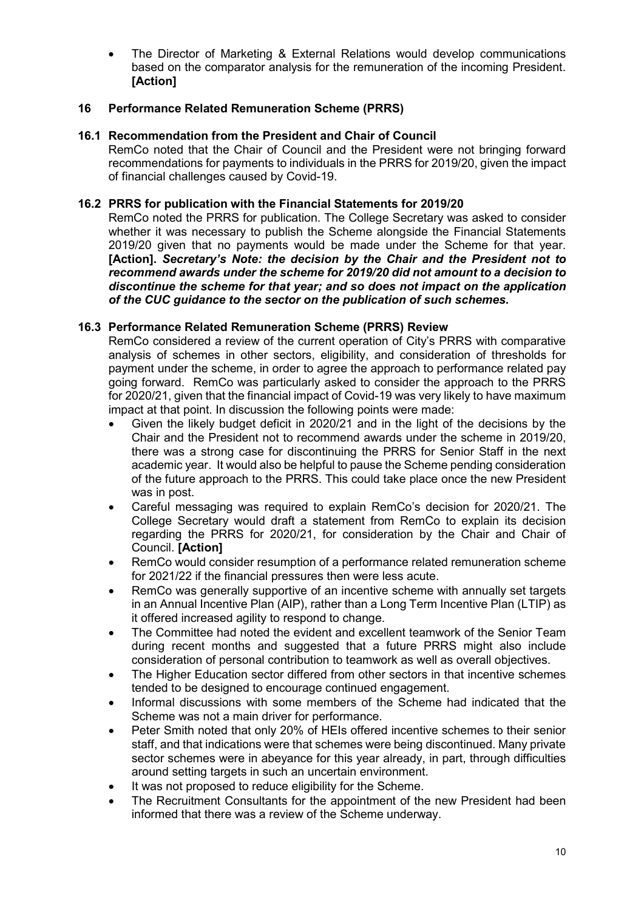- The Director of Marketing & External Relations would develop communications based on the comparator analysis for the remuneration of the incoming President. **[Action]**

## 16 Performance Related Remuneration Scheme (PRRS)

### 16.1 Recommendation from the President and Chair of Council

RemCo noted that the Chair of Council and the President were not bringing forward recommendations for payments to individuals in the PRRS for 2019/20, given the impact of financial challenges caused by Covid-19.

### 16.2 PRRS for publication with the Financial Statements for 2019/20

RemCo noted the PRRS for publication. The College Secretary was asked to consider whether it was necessary to publish the Scheme alongside the Financial Statements 2019/20 given that no payments would be made under the Scheme for that year. **[Action].** ***Secretary's Note: the decision by the Chair and the President not to recommend awards under the scheme for 2019/20 did not amount to a decision to discontinue the scheme for that year; and so does not impact on the application of the CUC guidance to the sector on the publication of such schemes.***

### 16.3 Performance Related Remuneration Scheme (PRRS) Review

RemCo considered a review of the current operation of City's PRRS with comparative analysis of schemes in other sectors, eligibility, and consideration of thresholds for payment under the scheme, in order to agree the approach to performance related pay going forward. RemCo was particularly asked to consider the approach to the PRRS for 2020/21, given that the financial impact of Covid-19 was very likely to have maximum impact at that point. In discussion the following points were made:

- Given the likely budget deficit in 2020/21 and in the light of the decisions by the Chair and the President not to recommend awards under the scheme in 2019/20, there was a strong case for discontinuing the PRRS for Senior Staff in the next academic year. It would also be helpful to pause the Scheme pending consideration of the future approach to the PRRS. This could take place once the new President was in post.
- Careful messaging was required to explain RemCo's decision for 2020/21. The College Secretary would draft a statement from RemCo to explain its decision regarding the PRRS for 2020/21, for consideration by the Chair and Chair of Council. **[Action]**
- RemCo would consider resumption of a performance related remuneration scheme for 2021/22 if the financial pressures then were less acute.
- RemCo was generally supportive of an incentive scheme with annually set targets in an Annual Incentive Plan (AIP), rather than a Long Term Incentive Plan (LTIP) as it offered increased agility to respond to change.
- The Committee had noted the evident and excellent teamwork of the Senior Team during recent months and suggested that a future PRRS might also include consideration of personal contribution to teamwork as well as overall objectives.
- The Higher Education sector differed from other sectors in that incentive schemes tended to be designed to encourage continued engagement.
- Informal discussions with some members of the Scheme had indicated that the Scheme was not a main driver for performance.
- Peter Smith noted that only 20% of HEIs offered incentive schemes to their senior staff, and that indications were that schemes were being discontinued. Many private sector schemes were in abeyance for this year already, in part, through difficulties around setting targets in such an uncertain environment.
- It was not proposed to reduce eligibility for the Scheme.
- The Recruitment Consultants for the appointment of the new President had been informed that there was a review of the Scheme underway.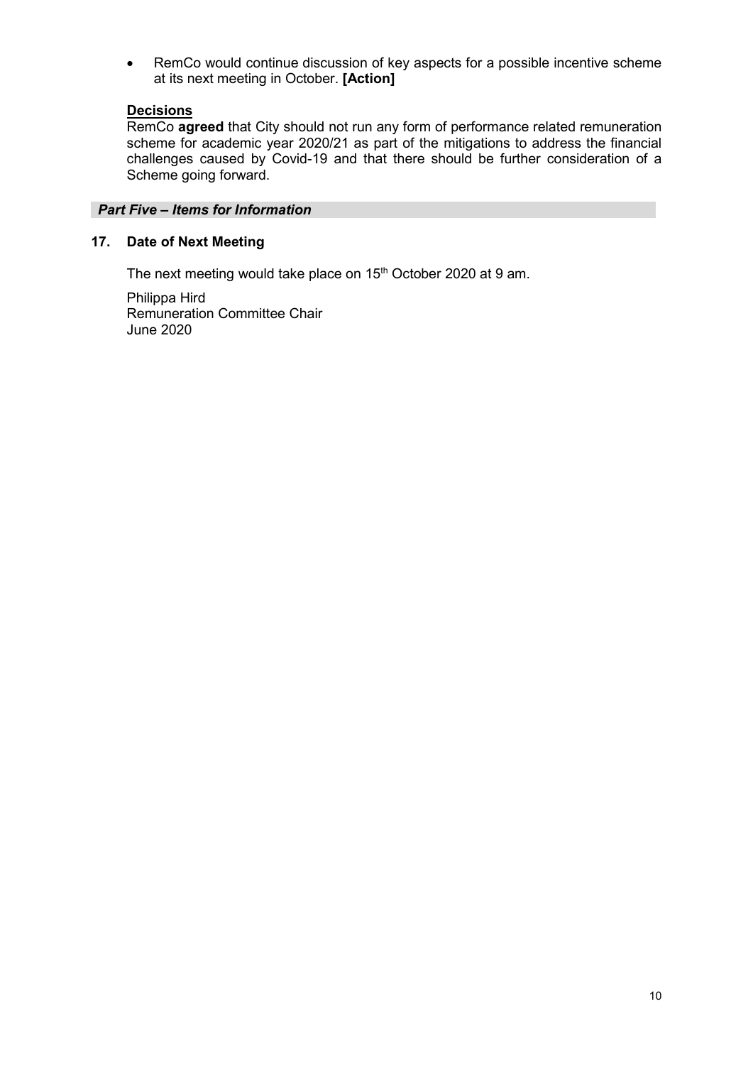- RemCo would continue discussion of key aspects for a possible incentive scheme at its next meeting in October. **[Action]**

**Decisions**

RemCo **agreed** that City should not run any form of performance related remuneration scheme for academic year 2020/21 as part of the mitigations to address the financial challenges caused by Covid-19 and that there should be further consideration of a Scheme going forward.

***Part Five – Items for Information***

### 17. Date of Next Meeting

The next meeting would take place on 15th October 2020 at 9 am.

Philippa Hird
Remuneration Committee Chair
June 2020